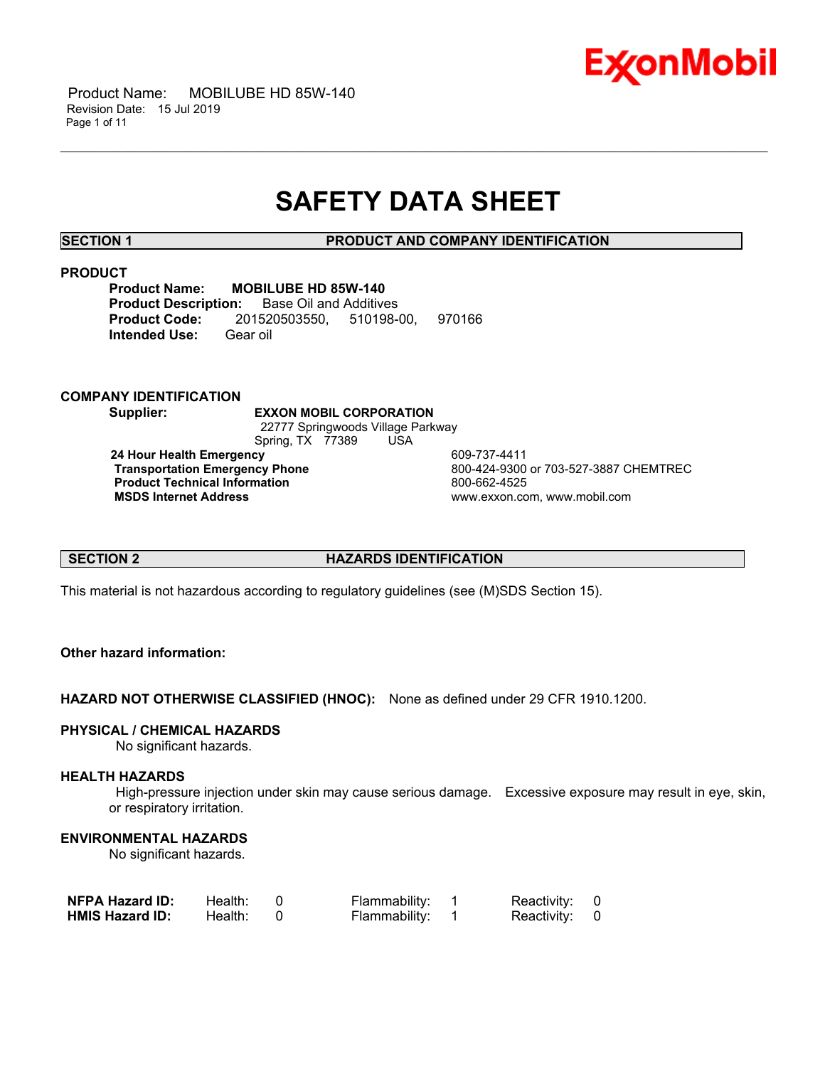# SAFETY DATA SHEET

## SECTION 1 PRODUCT AND COMPANY IDENTIFICATION

### PRODUCT

**Product Name:** **MOBILUBE HD 85W-140**
**Product Description:** Base Oil and Additives
**Product Code:** 201520503550, 510198-00, 970166
**Intended Use:** Gear oil

### COMPANY IDENTIFICATION

**Supplier:** **EXXON MOBIL CORPORATION**
22777 Springwoods Village Parkway
Spring, TX 77389 USA

| | |
|---|---|
| **24 Hour Health Emergency** | 609-737-4411 |
| **Transportation Emergency Phone** | 800-424-9300 or 703-527-3887 CHEMTREC |
| **Product Technical Information** | 800-662-4525 |
| **MSDS Internet Address** | www.exxon.com, www.mobil.com |

## SECTION 2 HAZARDS IDENTIFICATION

This material is not hazardous according to regulatory guidelines (see (M)SDS Section 15).

**Other hazard information:**

**HAZARD NOT OTHERWISE CLASSIFIED (HNOC):** None as defined under 29 CFR 1910.1200.

### PHYSICAL / CHEMICAL HAZARDS

No significant hazards.

### HEALTH HAZARDS

High-pressure injection under skin may cause serious damage. Excessive exposure may result in eye, skin, or respiratory irritation.

### ENVIRONMENTAL HAZARDS

No significant hazards.

| | | | |
|---|---|---|---|
| **NFPA Hazard ID:** | Health: 0 | Flammability: 1 | Reactivity: 0 |
| **HMIS Hazard ID:** | Health: 0 | Flammability: 1 | Reactivity: 0 |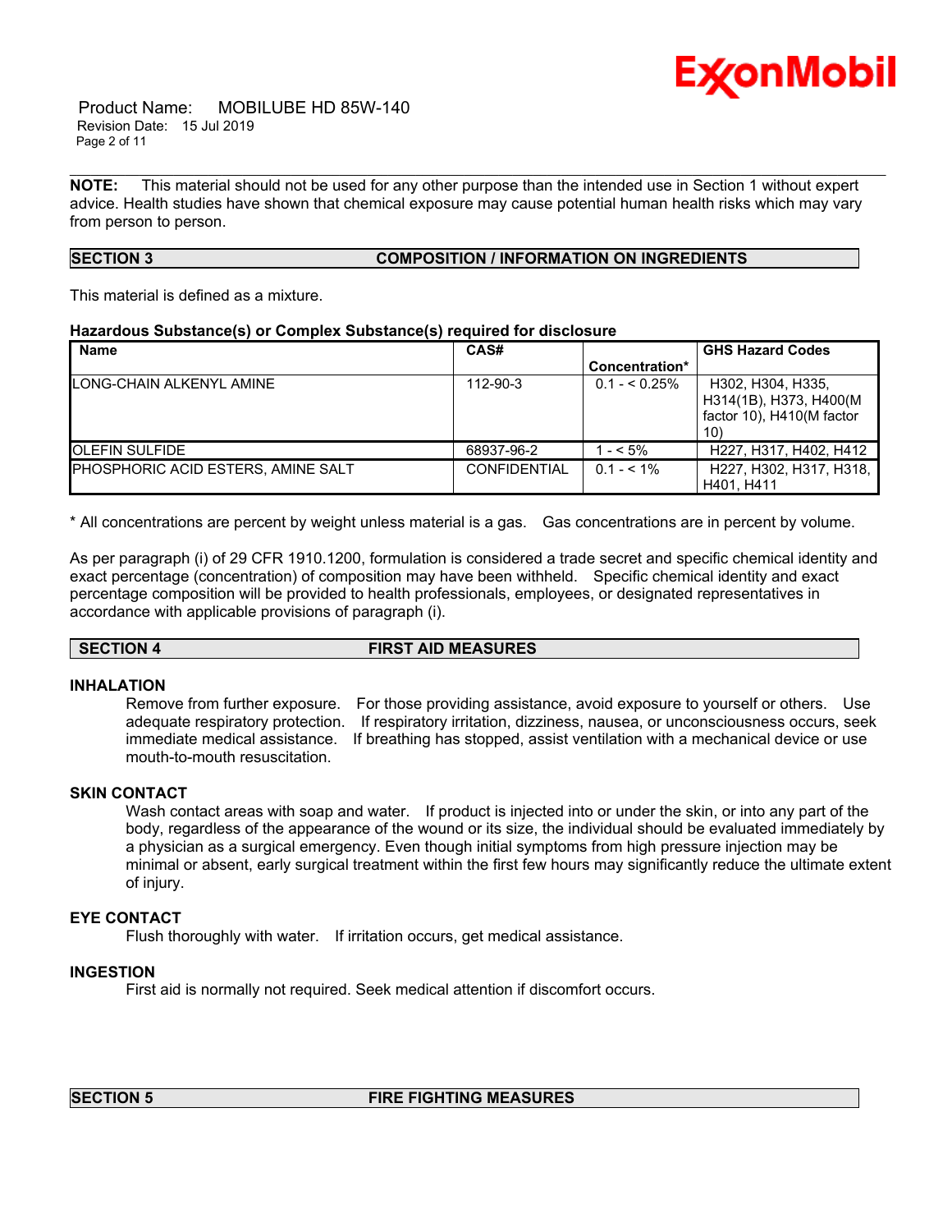**NOTE:** This material should not be used for any other purpose than the intended use in Section 1 without expert advice. Health studies have shown that chemical exposure may cause potential human health risks which may vary from person to person.

## SECTION 3 COMPOSITION / INFORMATION ON INGREDIENTS

This material is defined as a mixture.

### Hazardous Substance(s) or Complex Substance(s) required for disclosure

| Name | CAS# | Concentration* | GHS Hazard Codes |
|---|---|---|---|
| LONG-CHAIN ALKENYL AMINE | 112-90-3 | 0.1 - < 0.25% | H302, H304, H335, H314(1B), H373, H400(M factor 10), H410(M factor 10) |
| OLEFIN SULFIDE | 68937-96-2 | 1 - < 5% | H227, H317, H402, H412 |
| PHOSPHORIC ACID ESTERS, AMINE SALT | CONFIDENTIAL | 0.1 - < 1% | H227, H302, H317, H318, H401, H411 |

\* All concentrations are percent by weight unless material is a gas. Gas concentrations are in percent by volume.

As per paragraph (i) of 29 CFR 1910.1200, formulation is considered a trade secret and specific chemical identity and exact percentage (concentration) of composition may have been withheld. Specific chemical identity and exact percentage composition will be provided to health professionals, employees, or designated representatives in accordance with applicable provisions of paragraph (i).

## SECTION 4 FIRST AID MEASURES

### INHALATION

Remove from further exposure. For those providing assistance, avoid exposure to yourself or others. Use adequate respiratory protection. If respiratory irritation, dizziness, nausea, or unconsciousness occurs, seek immediate medical assistance. If breathing has stopped, assist ventilation with a mechanical device or use mouth-to-mouth resuscitation.

### SKIN CONTACT

Wash contact areas with soap and water. If product is injected into or under the skin, or into any part of the body, regardless of the appearance of the wound or its size, the individual should be evaluated immediately by a physician as a surgical emergency. Even though initial symptoms from high pressure injection may be minimal or absent, early surgical treatment within the first few hours may significantly reduce the ultimate extent of injury.

### EYE CONTACT

Flush thoroughly with water. If irritation occurs, get medical assistance.

### INGESTION

First aid is normally not required. Seek medical attention if discomfort occurs.

## SECTION 5 FIRE FIGHTING MEASURES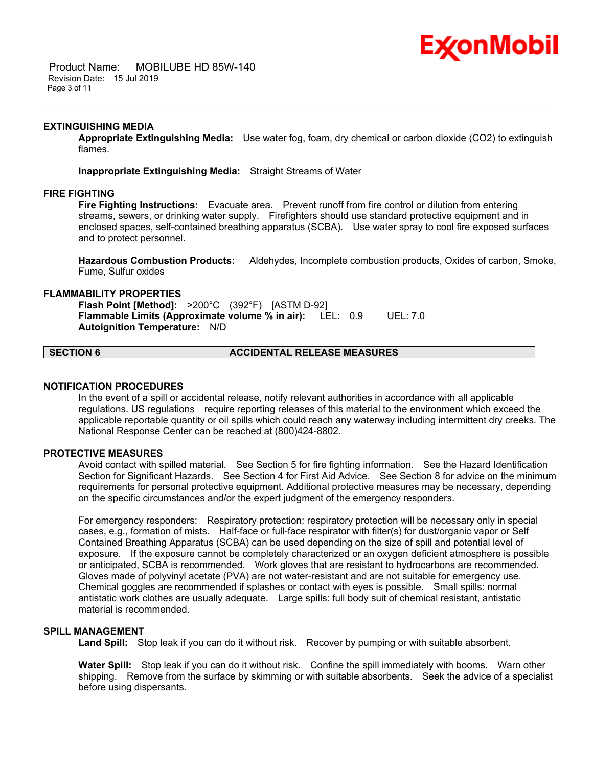### EXTINGUISHING MEDIA

**Appropriate Extinguishing Media:** Use water fog, foam, dry chemical or carbon dioxide ($CO_2$) to extinguish flames.

**Inappropriate Extinguishing Media:** Straight Streams of Water

### FIRE FIGHTING

**Fire Fighting Instructions:** Evacuate area. Prevent runoff from fire control or dilution from entering streams, sewers, or drinking water supply. Firefighters should use standard protective equipment and in enclosed spaces, self-contained breathing apparatus (SCBA). Use water spray to cool fire exposed surfaces and to protect personnel.

**Hazardous Combustion Products:** Aldehydes, Incomplete combustion products, Oxides of carbon, Smoke, Fume, Sulfur oxides

### FLAMMABILITY PROPERTIES

**Flash Point [Method]:** >200°C (392°F) [ASTM D-92]
**Flammable Limits (Approximate volume % in air):** LEL: 0.9 UEL: 7.0
**Autoignition Temperature:** N/D

## SECTION 6 ACCIDENTAL RELEASE MEASURES

### NOTIFICATION PROCEDURES

In the event of a spill or accidental release, notify relevant authorities in accordance with all applicable regulations. US regulations require reporting releases of this material to the environment which exceed the applicable reportable quantity or oil spills which could reach any waterway including intermittent dry creeks. The National Response Center can be reached at (800)424-8802.

### PROTECTIVE MEASURES

Avoid contact with spilled material. See Section 5 for fire fighting information. See the Hazard Identification Section for Significant Hazards. See Section 4 for First Aid Advice. See Section 8 for advice on the minimum requirements for personal protective equipment. Additional protective measures may be necessary, depending on the specific circumstances and/or the expert judgment of the emergency responders.

For emergency responders: Respiratory protection: respiratory protection will be necessary only in special cases, e.g., formation of mists. Half-face or full-face respirator with filter(s) for dust/organic vapor or Self Contained Breathing Apparatus (SCBA) can be used depending on the size of spill and potential level of exposure. If the exposure cannot be completely characterized or an oxygen deficient atmosphere is possible or anticipated, SCBA is recommended. Work gloves that are resistant to hydrocarbons are recommended. Gloves made of polyvinyl acetate (PVA) are not water-resistant and are not suitable for emergency use. Chemical goggles are recommended if splashes or contact with eyes is possible. Small spills: normal antistatic work clothes are usually adequate. Large spills: full body suit of chemical resistant, antistatic material is recommended.

### SPILL MANAGEMENT

**Land Spill:** Stop leak if you can do it without risk. Recover by pumping or with suitable absorbent.

**Water Spill:** Stop leak if you can do it without risk. Confine the spill immediately with booms. Warn other shipping. Remove from the surface by skimming or with suitable absorbents. Seek the advice of a specialist before using dispersants.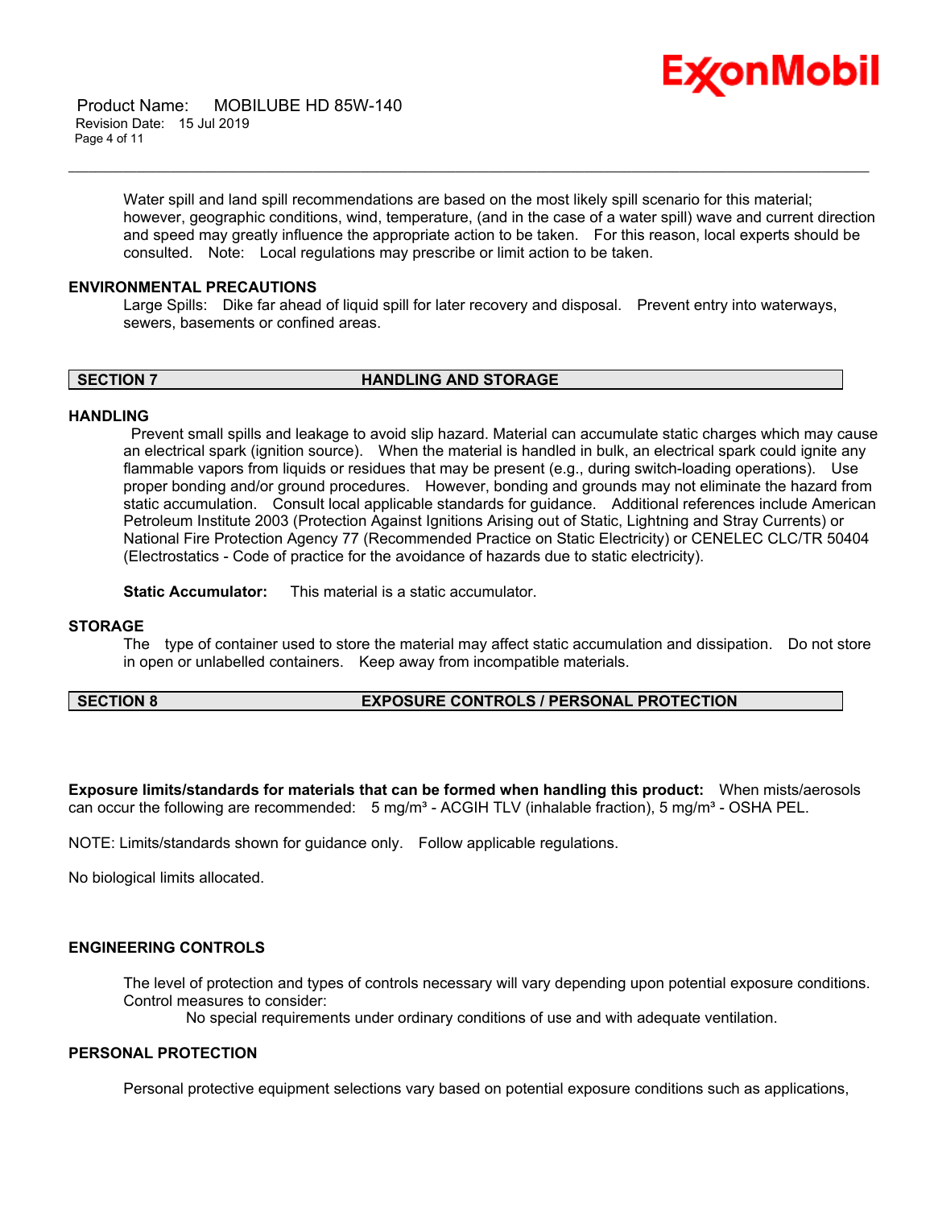Water spill and land spill recommendations are based on the most likely spill scenario for this material; however, geographic conditions, wind, temperature, (and in the case of a water spill) wave and current direction and speed may greatly influence the appropriate action to be taken. For this reason, local experts should be consulted. Note: Local regulations may prescribe or limit action to be taken.

### ENVIRONMENTAL PRECAUTIONS

Large Spills: Dike far ahead of liquid spill for later recovery and disposal. Prevent entry into waterways, sewers, basements or confined areas.

## SECTION 7 HANDLING AND STORAGE

### HANDLING

Prevent small spills and leakage to avoid slip hazard. Material can accumulate static charges which may cause an electrical spark (ignition source). When the material is handled in bulk, an electrical spark could ignite any flammable vapors from liquids or residues that may be present (e.g., during switch-loading operations). Use proper bonding and/or ground procedures. However, bonding and grounds may not eliminate the hazard from static accumulation. Consult local applicable standards for guidance. Additional references include American Petroleum Institute 2003 (Protection Against Ignitions Arising out of Static, Lightning and Stray Currents) or National Fire Protection Agency 77 (Recommended Practice on Static Electricity) or CENELEC CLC/TR 50404 (Electrostatics - Code of practice for the avoidance of hazards due to static electricity).

**Static Accumulator:** This material is a static accumulator.

### STORAGE

The type of container used to store the material may affect static accumulation and dissipation. Do not store in open or unlabelled containers. Keep away from incompatible materials.

## SECTION 8 EXPOSURE CONTROLS / PERSONAL PROTECTION

**Exposure limits/standards for materials that can be formed when handling this product:** When mists/aerosols can occur the following are recommended: 5 mg/m³ - ACGIH TLV (inhalable fraction), 5 mg/m³ - OSHA PEL.

NOTE: Limits/standards shown for guidance only. Follow applicable regulations.

No biological limits allocated.

### ENGINEERING CONTROLS

The level of protection and types of controls necessary will vary depending upon potential exposure conditions. Control measures to consider:

No special requirements under ordinary conditions of use and with adequate ventilation.

### PERSONAL PROTECTION

Personal protective equipment selections vary based on potential exposure conditions such as applications,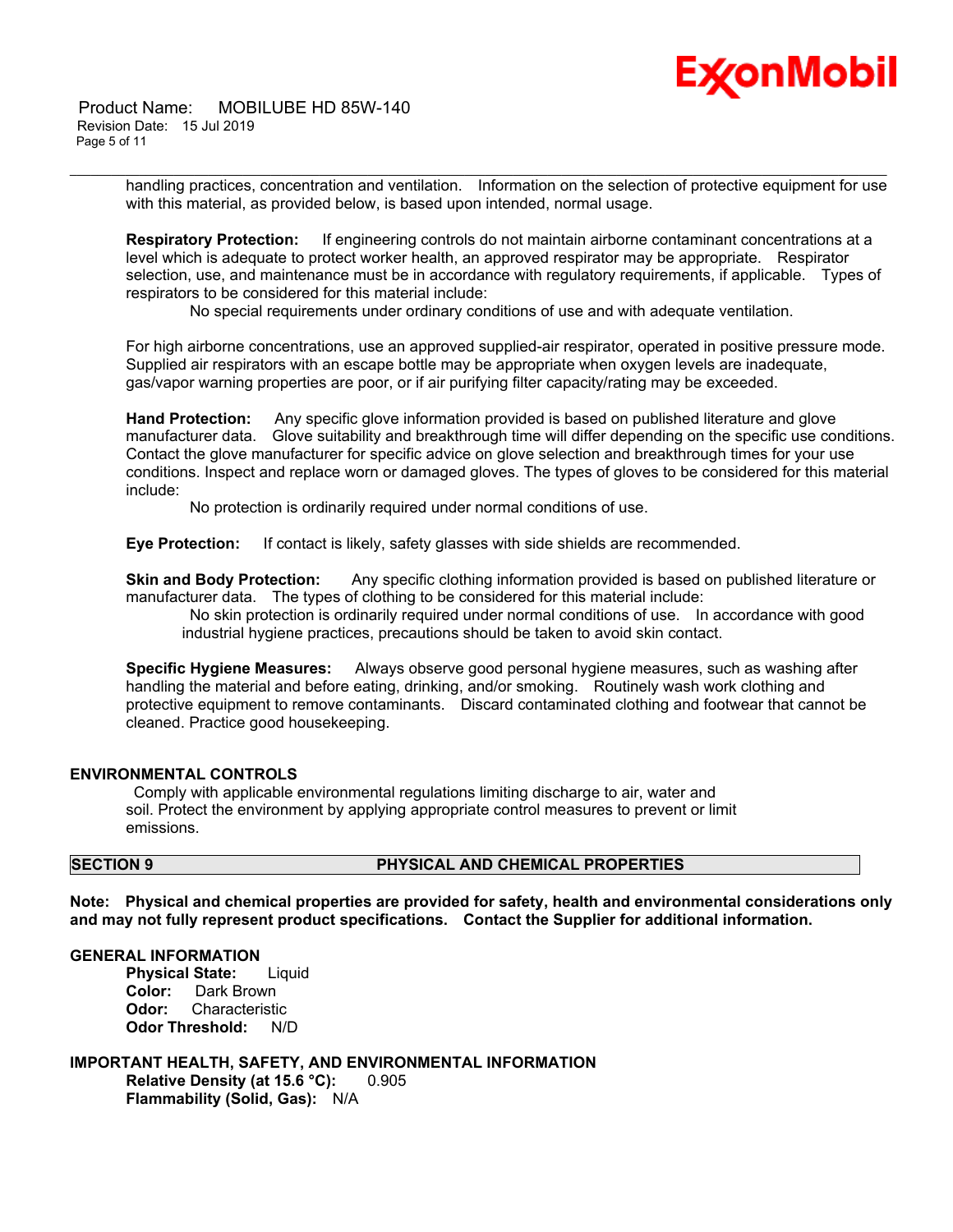handling practices, concentration and ventilation. Information on the selection of protective equipment for use with this material, as provided below, is based upon intended, normal usage.

**Respiratory Protection:** If engineering controls do not maintain airborne contaminant concentrations at a level which is adequate to protect worker health, an approved respirator may be appropriate. Respirator selection, use, and maintenance must be in accordance with regulatory requirements, if applicable. Types of respirators to be considered for this material include:

No special requirements under ordinary conditions of use and with adequate ventilation.

For high airborne concentrations, use an approved supplied-air respirator, operated in positive pressure mode. Supplied air respirators with an escape bottle may be appropriate when oxygen levels are inadequate, gas/vapor warning properties are poor, or if air purifying filter capacity/rating may be exceeded.

**Hand Protection:** Any specific glove information provided is based on published literature and glove manufacturer data. Glove suitability and breakthrough time will differ depending on the specific use conditions. Contact the glove manufacturer for specific advice on glove selection and breakthrough times for your use conditions. Inspect and replace worn or damaged gloves. The types of gloves to be considered for this material include:

No protection is ordinarily required under normal conditions of use.

**Eye Protection:** If contact is likely, safety glasses with side shields are recommended.

**Skin and Body Protection:** Any specific clothing information provided is based on published literature or manufacturer data. The types of clothing to be considered for this material include:

No skin protection is ordinarily required under normal conditions of use. In accordance with good industrial hygiene practices, precautions should be taken to avoid skin contact.

**Specific Hygiene Measures:** Always observe good personal hygiene measures, such as washing after handling the material and before eating, drinking, and/or smoking. Routinely wash work clothing and protective equipment to remove contaminants. Discard contaminated clothing and footwear that cannot be cleaned. Practice good housekeeping.

### ENVIRONMENTAL CONTROLS

Comply with applicable environmental regulations limiting discharge to air, water and soil. Protect the environment by applying appropriate control measures to prevent or limit emissions.

## SECTION 9 PHYSICAL AND CHEMICAL PROPERTIES

**Note: Physical and chemical properties are provided for safety, health and environmental considerations only and may not fully represent product specifications. Contact the Supplier for additional information.**

### GENERAL INFORMATION

**Physical State:** Liquid
**Color:** Dark Brown
**Odor:** Characteristic
**Odor Threshold:** N/D

### IMPORTANT HEALTH, SAFETY, AND ENVIRONMENTAL INFORMATION

**Relative Density (at 15.6 °C):** 0.905
**Flammability (Solid, Gas):** N/A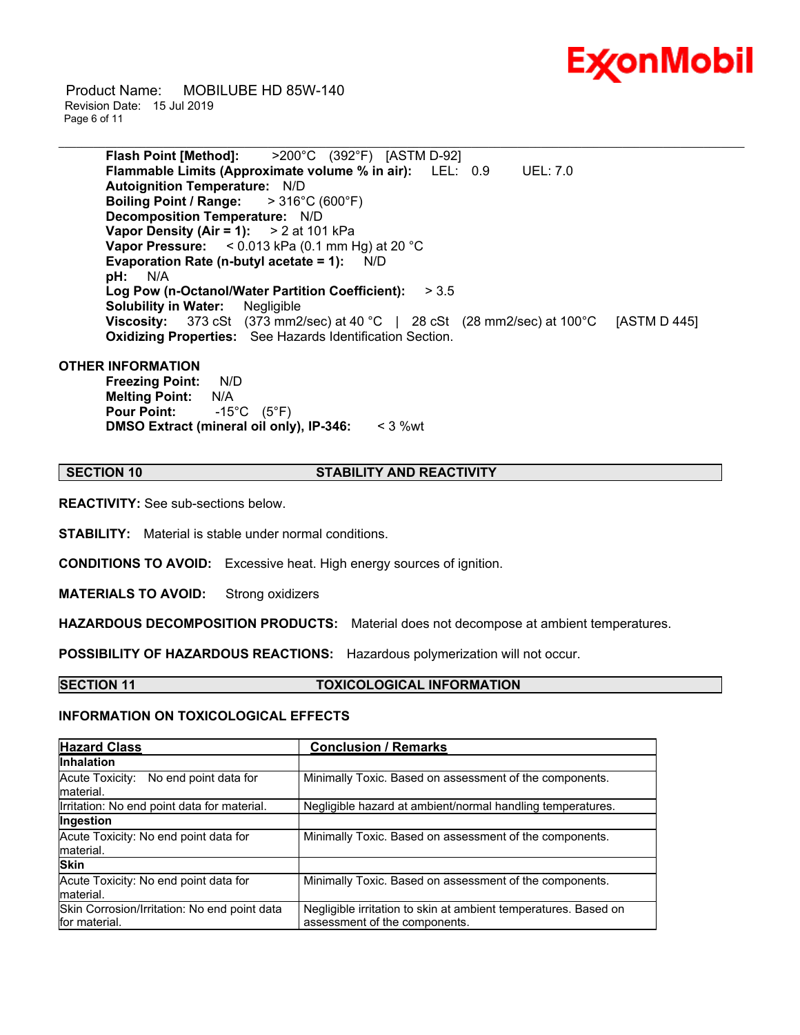**Flash Point [Method]:** >200°C (392°F) [ASTM D-92]
**Flammable Limits (Approximate volume % in air):** LEL: 0.9 UEL: 7.0
**Autoignition Temperature:** N/D
**Boiling Point / Range:** > 316°C (600°F)
**Decomposition Temperature:** N/D
**Vapor Density (Air = 1):** > 2 at 101 kPa
**Vapor Pressure:** < 0.013 kPa (0.1 mm Hg) at 20 °C
**Evaporation Rate (n-butyl acetate = 1):** N/D
**pH:** N/A
**Log Pow (n-Octanol/Water Partition Coefficient):** > 3.5
**Solubility in Water:** Negligible
**Viscosity:** 373 cSt (373 mm2/sec) at 40 °C | 28 cSt (28 mm2/sec) at 100°C [ASTM D 445]
**Oxidizing Properties:** See Hazards Identification Section.

**OTHER INFORMATION**

**Freezing Point:** N/D
**Melting Point:** N/A
**Pour Point:** -15°C (5°F)
**DMSO Extract (mineral oil only), IP-346:** < 3 %wt

## SECTION 10 STABILITY AND REACTIVITY

**REACTIVITY:** See sub-sections below.

**STABILITY:** Material is stable under normal conditions.

**CONDITIONS TO AVOID:** Excessive heat. High energy sources of ignition.

**MATERIALS TO AVOID:** Strong oxidizers

**HAZARDOUS DECOMPOSITION PRODUCTS:** Material does not decompose at ambient temperatures.

**POSSIBILITY OF HAZARDOUS REACTIONS:** Hazardous polymerization will not occur.

## SECTION 11 TOXICOLOGICAL INFORMATION

**INFORMATION ON TOXICOLOGICAL EFFECTS**

| Hazard Class | Conclusion / Remarks |
|---|---|
| **Inhalation** | |
| Acute Toxicity: No end point data for material. | Minimally Toxic. Based on assessment of the components. |
| Irritation: No end point data for material. | Negligible hazard at ambient/normal handling temperatures. |
| **Ingestion** | |
| Acute Toxicity: No end point data for material. | Minimally Toxic. Based on assessment of the components. |
| **Skin** | |
| Acute Toxicity: No end point data for material. | Minimally Toxic. Based on assessment of the components. |
| Skin Corrosion/Irritation: No end point data for material. | Negligible irritation to skin at ambient temperatures. Based on assessment of the components. |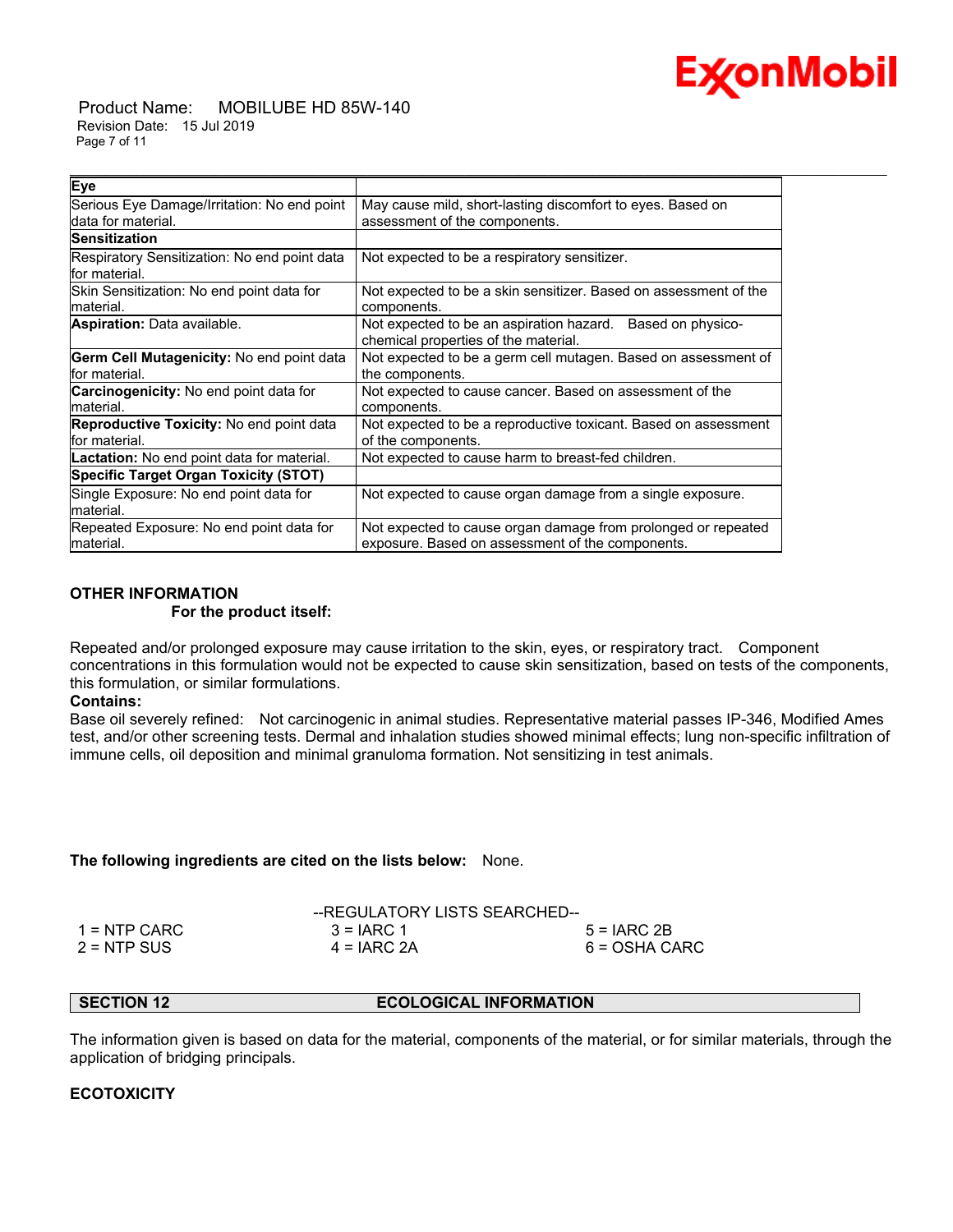| Eye | |
|---|---|
| Serious Eye Damage/Irritation: No end point data for material. | May cause mild, short-lasting discomfort to eyes. Based on assessment of the components. |
| **Sensitization** | |
| Respiratory Sensitization: No end point data for material. | Not expected to be a respiratory sensitizer. |
| Skin Sensitization: No end point data for material. | Not expected to be a skin sensitizer. Based on assessment of the components. |
| **Aspiration:** Data available. | Not expected to be an aspiration hazard. Based on physico-chemical properties of the material. |
| **Germ Cell Mutagenicity:** No end point data for material. | Not expected to be a germ cell mutagen. Based on assessment of the components. |
| **Carcinogenicity:** No end point data for material. | Not expected to cause cancer. Based on assessment of the components. |
| **Reproductive Toxicity:** No end point data for material. | Not expected to be a reproductive toxicant. Based on assessment of the components. |
| **Lactation:** No end point data for material. | Not expected to cause harm to breast-fed children. |
| **Specific Target Organ Toxicity (STOT)** | |
| Single Exposure: No end point data for material. | Not expected to cause organ damage from a single exposure. |
| Repeated Exposure: No end point data for material. | Not expected to cause organ damage from prolonged or repeated exposure. Based on assessment of the components. |

**OTHER INFORMATION**

**For the product itself:**

Repeated and/or prolonged exposure may cause irritation to the skin, eyes, or respiratory tract. Component concentrations in this formulation would not be expected to cause skin sensitization, based on tests of the components, this formulation, or similar formulations.

**Contains:**

Base oil severely refined: Not carcinogenic in animal studies. Representative material passes IP-346, Modified Ames test, and/or other screening tests. Dermal and inhalation studies showed minimal effects; lung non-specific infiltration of immune cells, oil deposition and minimal granuloma formation. Not sensitizing in test animals.

**The following ingredients are cited on the lists below:** None.

--REGULATORY LISTS SEARCHED--

| | | |
|---|---|---|
| 1 = NTP CARC | 3 = IARC 1 | 5 = IARC 2B |
| 2 = NTP SUS | 4 = IARC 2A | 6 = OSHA CARC |

## SECTION 12 ECOLOGICAL INFORMATION

The information given is based on data for the material, components of the material, or for similar materials, through the application of bridging principals.

**ECOTOXICITY**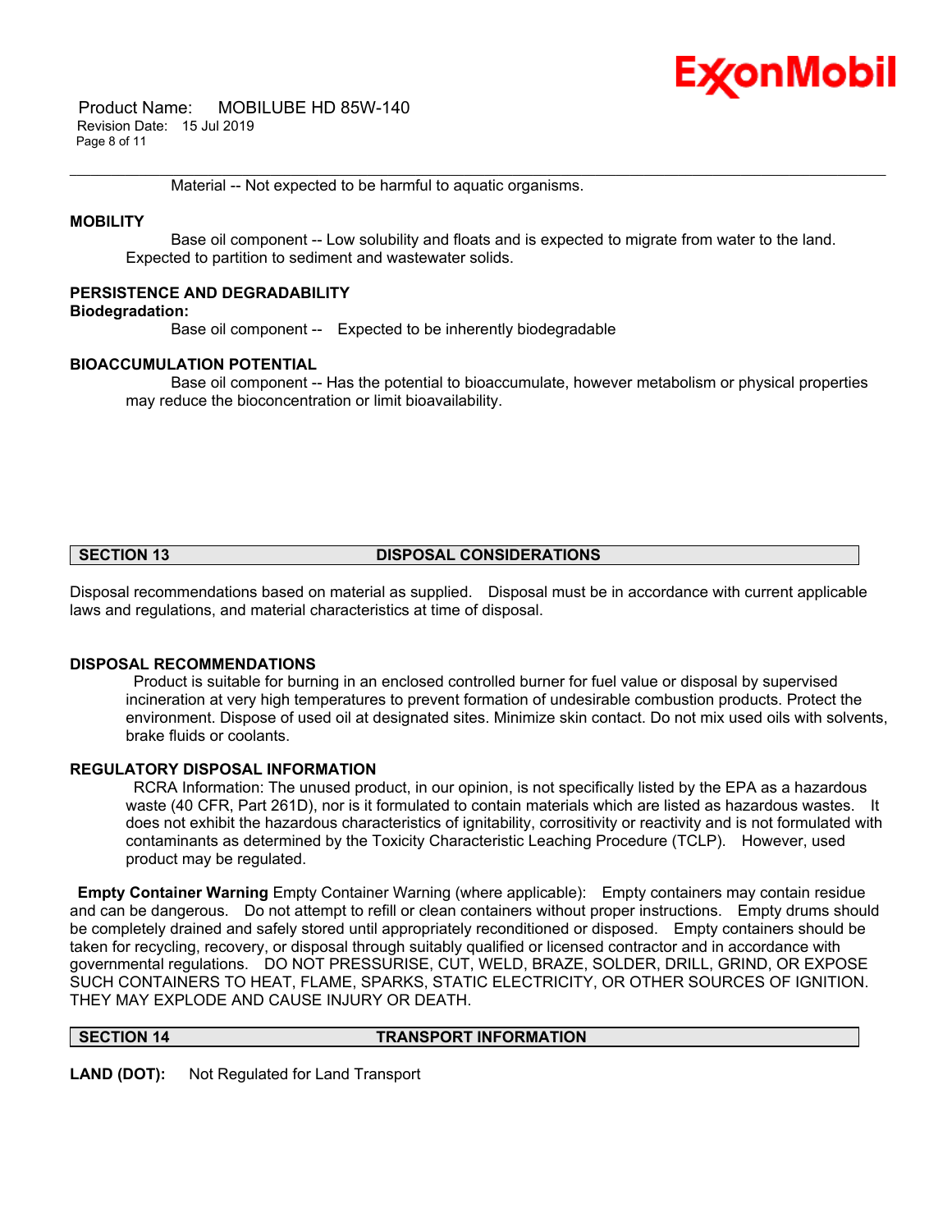Material -- Not expected to be harmful to aquatic organisms.

**MOBILITY**

Base oil component -- Low solubility and floats and is expected to migrate from water to the land. Expected to partition to sediment and wastewater solids.

**PERSISTENCE AND DEGRADABILITY**

**Biodegradation:**

Base oil component -- Expected to be inherently biodegradable

**BIOACCUMULATION POTENTIAL**

Base oil component -- Has the potential to bioaccumulate, however metabolism or physical properties may reduce the bioconcentration or limit bioavailability.

## SECTION 13 DISPOSAL CONSIDERATIONS

Disposal recommendations based on material as supplied. Disposal must be in accordance with current applicable laws and regulations, and material characteristics at time of disposal.

**DISPOSAL RECOMMENDATIONS**

Product is suitable for burning in an enclosed controlled burner for fuel value or disposal by supervised incineration at very high temperatures to prevent formation of undesirable combustion products. Protect the environment. Dispose of used oil at designated sites. Minimize skin contact. Do not mix used oils with solvents, brake fluids or coolants.

**REGULATORY DISPOSAL INFORMATION**

RCRA Information: The unused product, in our opinion, is not specifically listed by the EPA as a hazardous waste (40 CFR, Part 261D), nor is it formulated to contain materials which are listed as hazardous wastes. It does not exhibit the hazardous characteristics of ignitability, corrositivity or reactivity and is not formulated with contaminants as determined by the Toxicity Characteristic Leaching Procedure (TCLP). However, used product may be regulated.

**Empty Container Warning** Empty Container Warning (where applicable): Empty containers may contain residue and can be dangerous. Do not attempt to refill or clean containers without proper instructions. Empty drums should be completely drained and safely stored until appropriately reconditioned or disposed. Empty containers should be taken for recycling, recovery, or disposal through suitably qualified or licensed contractor and in accordance with governmental regulations. DO NOT PRESSURISE, CUT, WELD, BRAZE, SOLDER, DRILL, GRIND, OR EXPOSE SUCH CONTAINERS TO HEAT, FLAME, SPARKS, STATIC ELECTRICITY, OR OTHER SOURCES OF IGNITION. THEY MAY EXPLODE AND CAUSE INJURY OR DEATH.

## SECTION 14 TRANSPORT INFORMATION

**LAND (DOT):** Not Regulated for Land Transport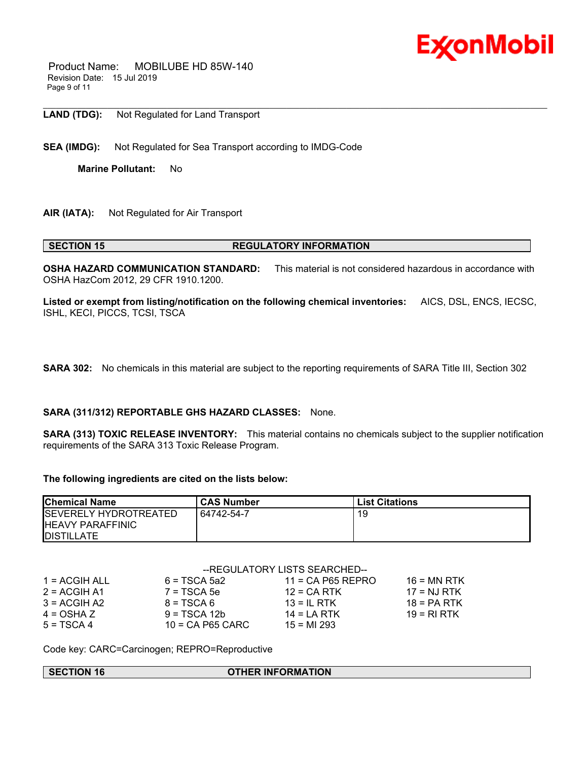**LAND (TDG):** Not Regulated for Land Transport

**SEA (IMDG):** Not Regulated for Sea Transport according to IMDG-Code

**Marine Pollutant:** No

**AIR (IATA):** Not Regulated for Air Transport

## SECTION 15 REGULATORY INFORMATION

**OSHA HAZARD COMMUNICATION STANDARD:** This material is not considered hazardous in accordance with OSHA HazCom 2012, 29 CFR 1910.1200.

**Listed or exempt from listing/notification on the following chemical inventories:** AICS, DSL, ENCS, IECSC, ISHL, KECI, PICCS, TCSI, TSCA

**SARA 302:** No chemicals in this material are subject to the reporting requirements of SARA Title III, Section 302

**SARA (311/312) REPORTABLE GHS HAZARD CLASSES:** None.

**SARA (313) TOXIC RELEASE INVENTORY:** This material contains no chemicals subject to the supplier notification requirements of the SARA 313 Toxic Release Program.

**The following ingredients are cited on the lists below:**

| Chemical Name | CAS Number | List Citations |
|---|---|---|
| SEVERELY HYDROTREATED HEAVY PARAFFINIC DISTILLATE | 64742-54-7 | 19 |

--REGULATORY LISTS SEARCHED--

| | | | |
|---|---|---|---|
| 1 = ACGIH ALL | 6 = TSCA 5a2 | 11 = CA P65 REPRO | 16 = MN RTK |
| 2 = ACGIH A1 | 7 = TSCA 5e | 12 = CA RTK | 17 = NJ RTK |
| 3 = ACGIH A2 | 8 = TSCA 6 | 13 = IL RTK | 18 = PA RTK |
| 4 = OSHA Z | 9 = TSCA 12b | 14 = LA RTK | 19 = RI RTK |
| 5 = TSCA 4 | 10 = CA P65 CARC | 15 = MI 293 | |

Code key: CARC=Carcinogen; REPRO=Reproductive

## SECTION 16 OTHER INFORMATION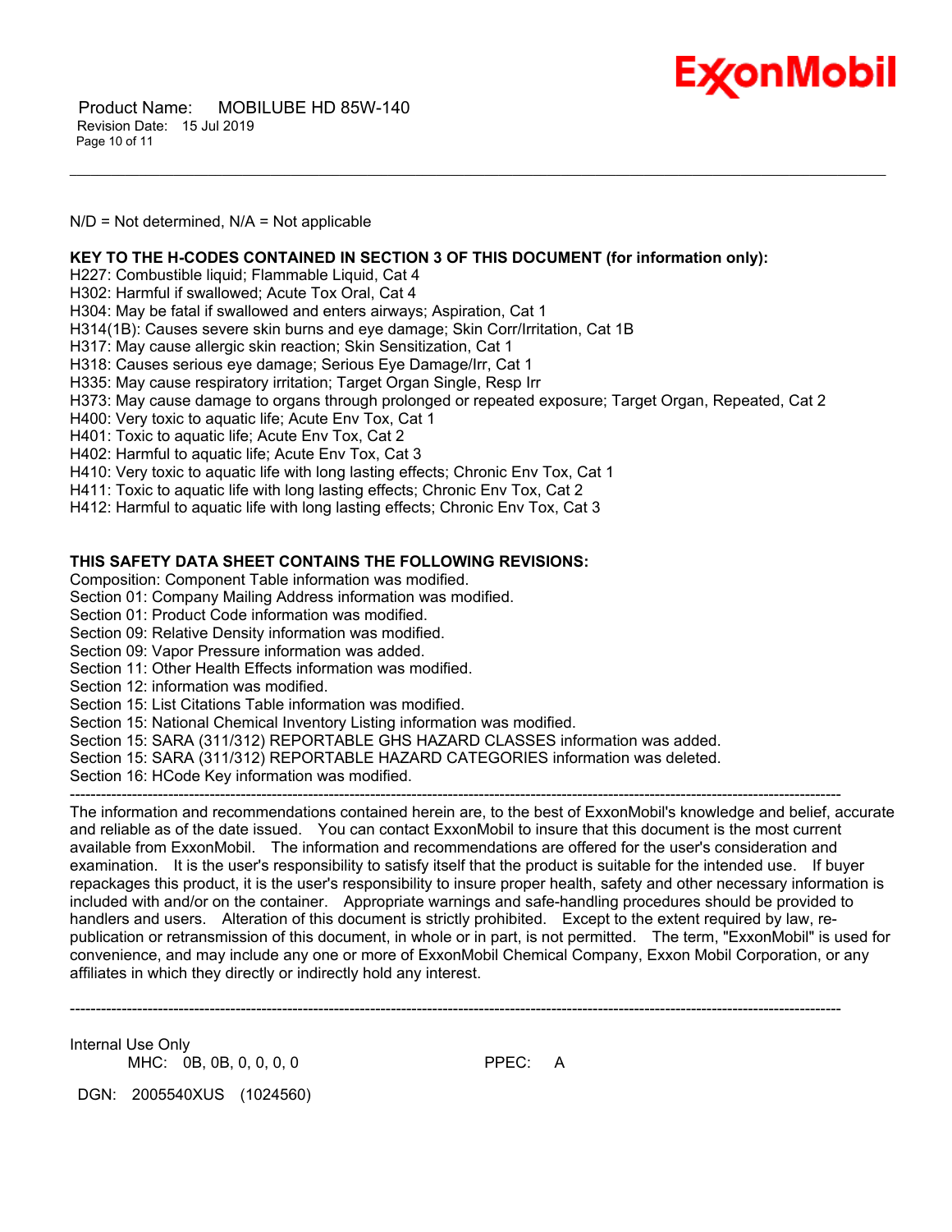N/D = Not determined, N/A = Not applicable

**KEY TO THE H-CODES CONTAINED IN SECTION 3 OF THIS DOCUMENT (for information only):**

H227: Combustible liquid; Flammable Liquid, Cat 4
H302: Harmful if swallowed; Acute Tox Oral, Cat 4
H304: May be fatal if swallowed and enters airways; Aspiration, Cat 1
H314(1B): Causes severe skin burns and eye damage; Skin Corr/Irritation, Cat 1B
H317: May cause allergic skin reaction; Skin Sensitization, Cat 1
H318: Causes serious eye damage; Serious Eye Damage/Irr, Cat 1
H335: May cause respiratory irritation; Target Organ Single, Resp Irr
H373: May cause damage to organs through prolonged or repeated exposure; Target Organ, Repeated, Cat 2
H400: Very toxic to aquatic life; Acute Env Tox, Cat 1
H401: Toxic to aquatic life; Acute Env Tox, Cat 2
H402: Harmful to aquatic life; Acute Env Tox, Cat 3
H410: Very toxic to aquatic life with long lasting effects; Chronic Env Tox, Cat 1
H411: Toxic to aquatic life with long lasting effects; Chronic Env Tox, Cat 2
H412: Harmful to aquatic life with long lasting effects; Chronic Env Tox, Cat 3

**THIS SAFETY DATA SHEET CONTAINS THE FOLLOWING REVISIONS:**

Composition: Component Table information was modified.
Section 01: Company Mailing Address information was modified.
Section 01: Product Code information was modified.
Section 09: Relative Density information was modified.
Section 09: Vapor Pressure information was added.
Section 11: Other Health Effects information was modified.
Section 12: information was modified.
Section 15: List Citations Table information was modified.
Section 15: National Chemical Inventory Listing information was modified.
Section 15: SARA (311/312) REPORTABLE GHS HAZARD CLASSES information was added.
Section 15: SARA (311/312) REPORTABLE HAZARD CATEGORIES information was deleted.
Section 16: HCode Key information was modified.

-----------------------------------------------------------------------------------------------------------------------------------------------

The information and recommendations contained herein are, to the best of ExxonMobil's knowledge and belief, accurate and reliable as of the date issued. You can contact ExxonMobil to insure that this document is the most current available from ExxonMobil. The information and recommendations are offered for the user's consideration and examination. It is the user's responsibility to satisfy itself that the product is suitable for the intended use. If buyer repackages this product, it is the user's responsibility to insure proper health, safety and other necessary information is included with and/or on the container. Appropriate warnings and safe-handling procedures should be provided to handlers and users. Alteration of this document is strictly prohibited. Except to the extent required by law, re-publication or retransmission of this document, in whole or in part, is not permitted. The term, "ExxonMobil" is used for convenience, and may include any one or more of ExxonMobil Chemical Company, Exxon Mobil Corporation, or any affiliates in which they directly or indirectly hold any interest.

-----------------------------------------------------------------------------------------------------------------------------------------------

Internal Use Only
MHC: 0B, 0B, 0, 0, 0, 0          PPEC: A

DGN: 2005540XUS (1024560)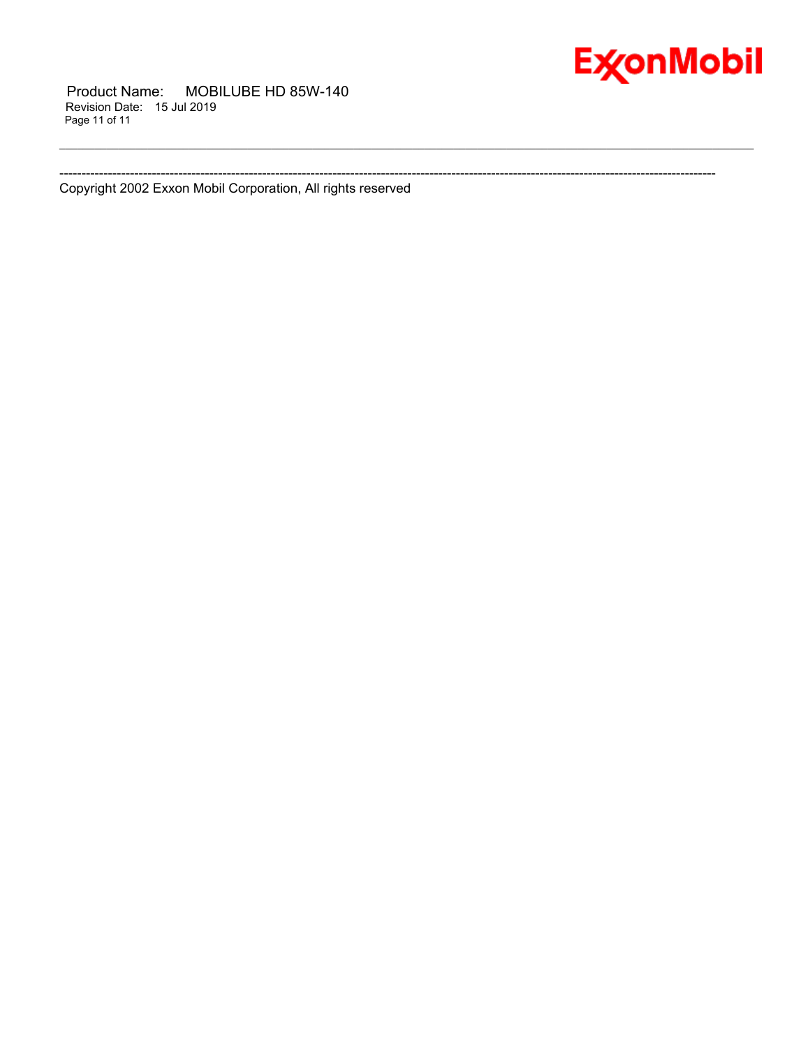-----------------------------------------------------------------------------------------------------------------------------------------------

Copyright 2002 Exxon Mobil Corporation, All rights reserved